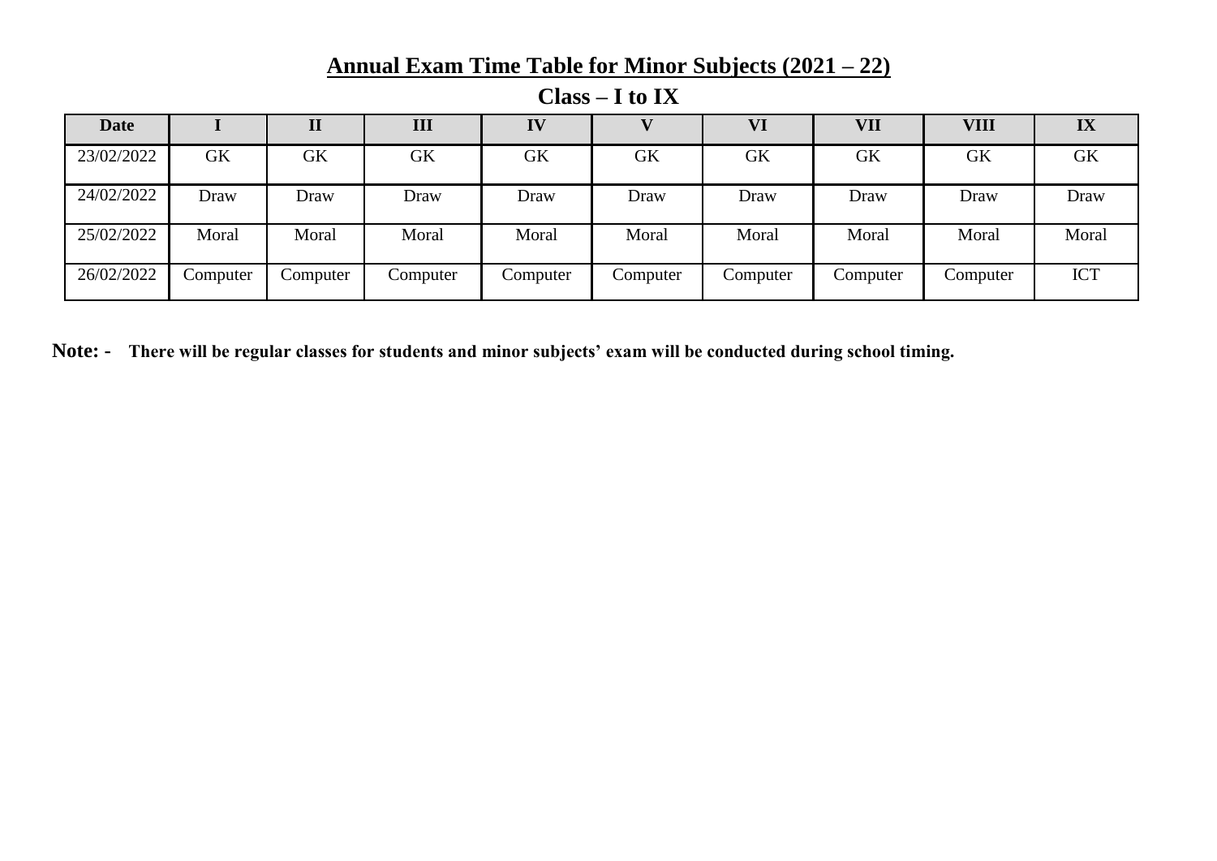# Annual Exam Time Table for Minor Subjects (2021 – 22)

## Class – I to IX

| Date | I | II | III | IV | V | VI | VII | VIII | IX |
|---|---|---|---|---|---|---|---|---|---|
| 23/02/2022 | GK | GK | GK | GK | GK | GK | GK | GK | GK |
| 24/02/2022 | Draw | Draw | Draw | Draw | Draw | Draw | Draw | Draw | Draw |
| 25/02/2022 | Moral | Moral | Moral | Moral | Moral | Moral | Moral | Moral | Moral |
| 26/02/2022 | Computer | Computer | Computer | Computer | Computer | Computer | Computer | Computer | ICT |

**Note: - There will be regular classes for students and minor subjects' exam will be conducted during school timing.**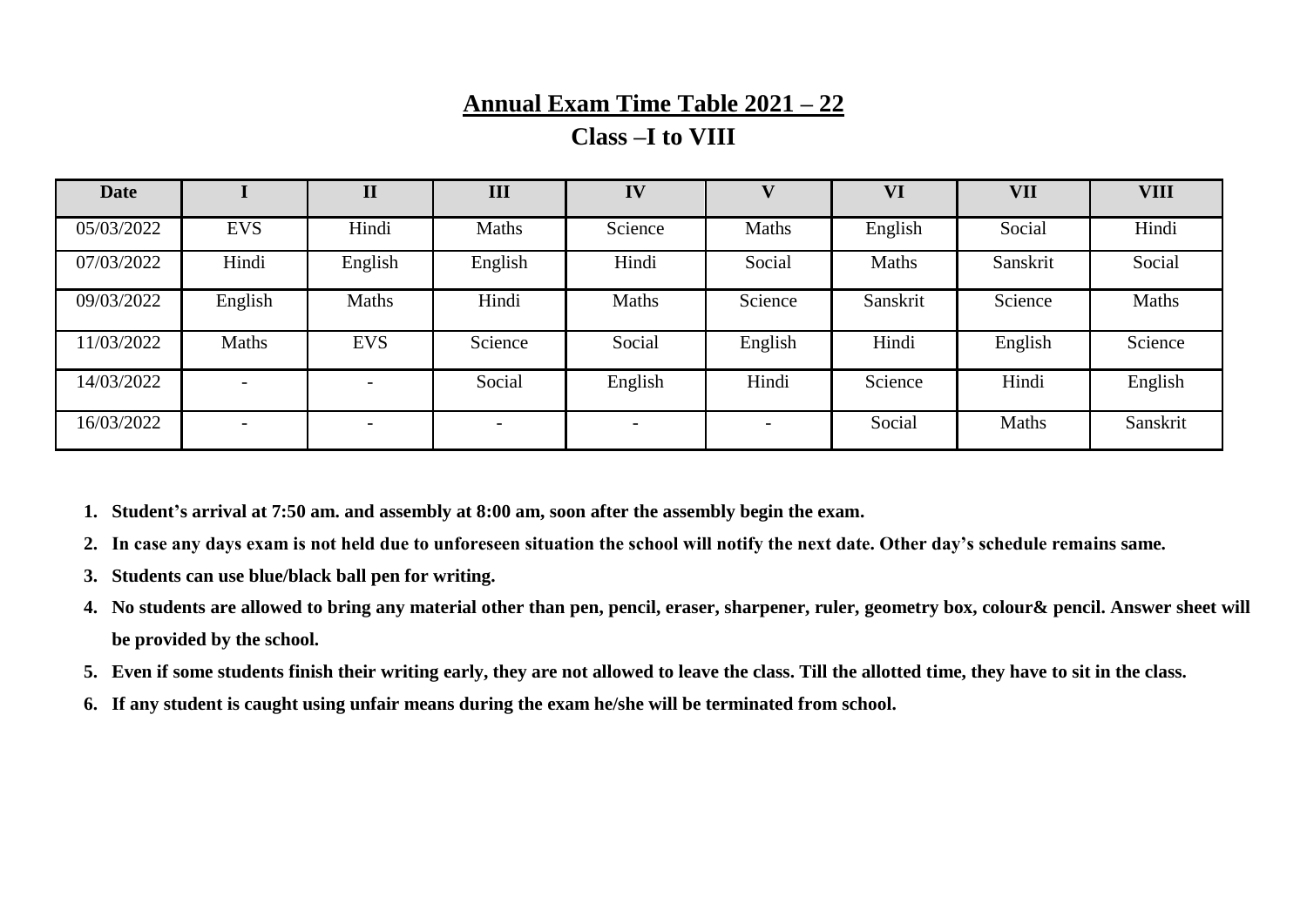## Annual Exam Time Table 2021 – 22

### Class –I to VIII

| Date | I | II | III | IV | V | VI | VII | VIII |
|---|---|---|---|---|---|---|---|---|
| 05/03/2022 | EVS | Hindi | Maths | Science | Maths | English | Social | Hindi |
| 07/03/2022 | Hindi | English | English | Hindi | Social | Maths | Sanskrit | Social |
| 09/03/2022 | English | Maths | Hindi | Maths | Science | Sanskrit | Science | Maths |
| 11/03/2022 | Maths | EVS | Science | Social | English | Hindi | English | Science |
| 14/03/2022 | - | - | Social | English | Hindi | Science | Hindi | English |
| 16/03/2022 | - | - | - | - | - | Social | Maths | Sanskrit |

1. **Student's arrival at 7:50 am. and assembly at 8:00 am, soon after the assembly begin the exam.**
2. **In case any days exam is not held due to unforeseen situation the school will notify the next date. Other day's schedule remains same.**
3. **Students can use blue/black ball pen for writing.**
4. **No students are allowed to bring any material other than pen, pencil, eraser, sharpener, ruler, geometry box, colour& pencil. Answer sheet will be provided by the school.**
5. **Even if some students finish their writing early, they are not allowed to leave the class. Till the allotted time, they have to sit in the class.**
6. **If any student is caught using unfair means during the exam he/she will be terminated from school.**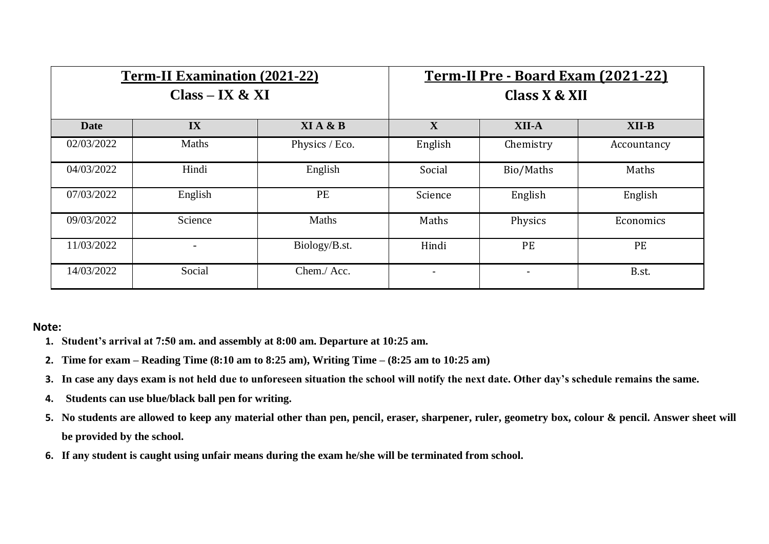| Term-II Examination (2021-22) Class – IX & XI | | | Term-II Pre - Board Exam (2021-22) Class X & XII | | |
|---|---|---|---|---|---|
| **Date** | **IX** | **XI A & B** | **X** | **XII-A** | **XII-B** |
| 02/03/2022 | Maths | Physics / Eco. | English | Chemistry | Accountancy |
| 04/03/2022 | Hindi | English | Social | Bio/Maths | Maths |
| 07/03/2022 | English | PE | Science | English | English |
| 09/03/2022 | Science | Maths | Maths | Physics | Economics |
| 11/03/2022 | - | Biology/B.st. | Hindi | PE | PE |
| 14/03/2022 | Social | Chem./ Acc. | - | - | B.st. |

**Note:**

1. **Student's arrival at 7:50 am. and assembly at 8:00 am. Departure at 10:25 am.**
2. **Time for exam – Reading Time (8:10 am to 8:25 am), Writing Time – (8:25 am to 10:25 am)**
3. **In case any days exam is not held due to unforeseen situation the school will notify the next date. Other day's schedule remains the same.**
4. **Students can use blue/black ball pen for writing.**
5. **No students are allowed to keep any material other than pen, pencil, eraser, sharpener, ruler, geometry box, colour & pencil. Answer sheet will be provided by the school.**
6. **If any student is caught using unfair means during the exam he/she will be terminated from school.**